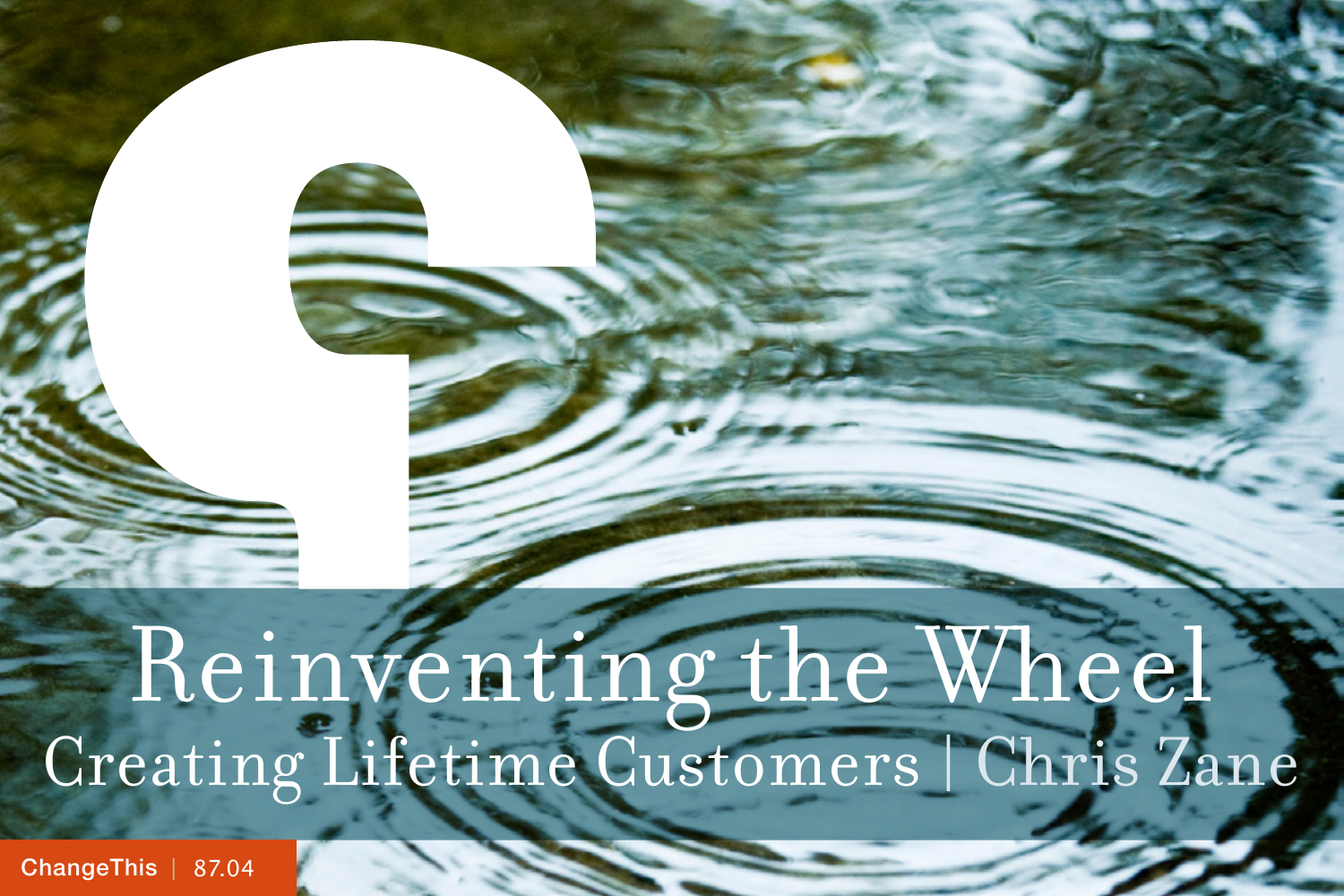# Reinventing the Wheel

## Creating Lifetime Customers | Chris Zane

ChangeThis | 87.04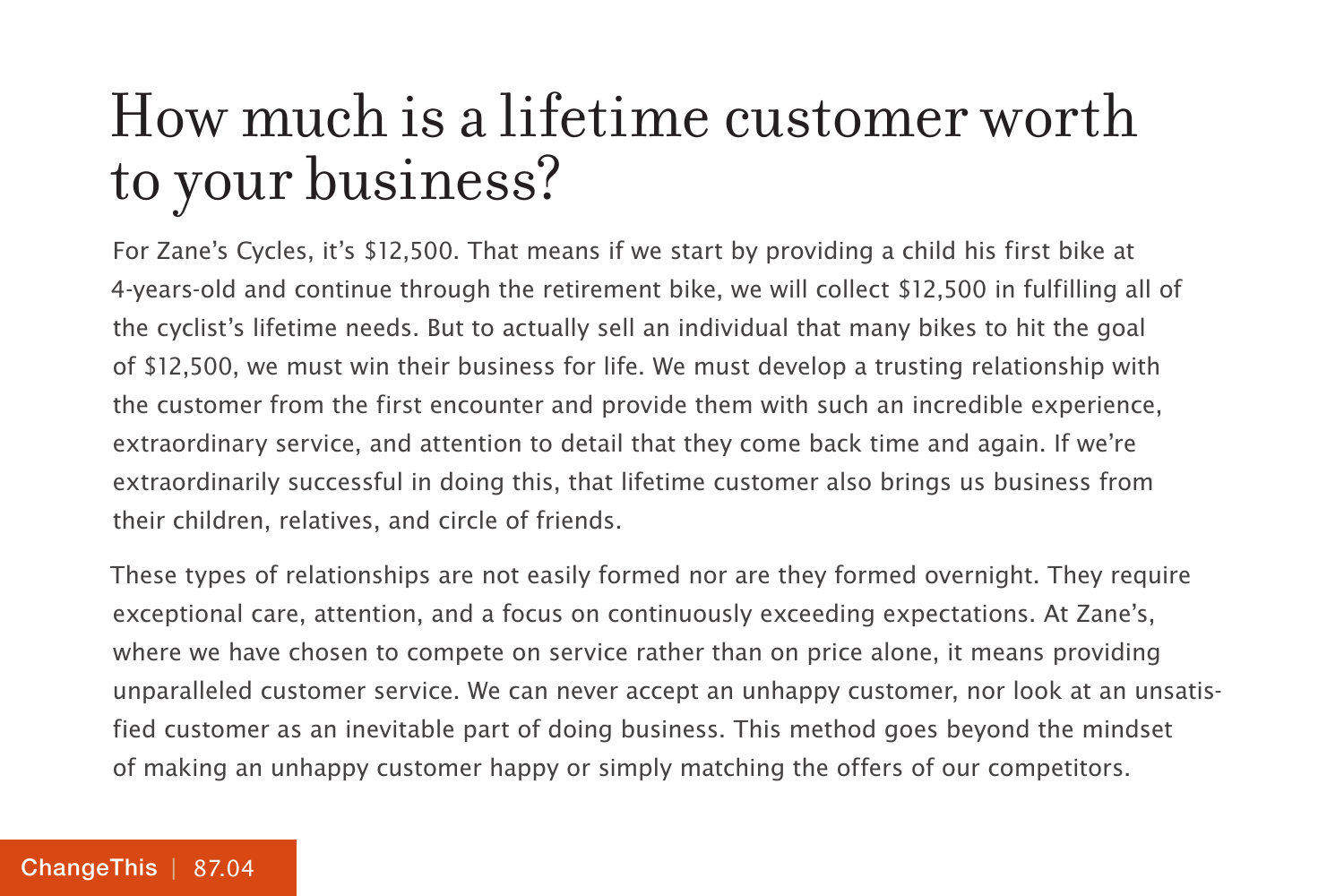# How much is a lifetime customer worth to your business?

For Zane's Cycles, it's $12,500. That means if we start by providing a child his first bike at 4-years-old and continue through the retirement bike, we will collect $12,500 in fulfilling all of the cyclist's lifetime needs. But to actually sell an individual that many bikes to hit the goal of $12,500, we must win their business for life. We must develop a trusting relationship with the customer from the first encounter and provide them with such an incredible experience, extraordinary service, and attention to detail that they come back time and again. If we're extraordinarily successful in doing this, that lifetime customer also brings us business from their children, relatives, and circle of friends.

These types of relationships are not easily formed nor are they formed overnight. They require exceptional care, attention, and a focus on continuously exceeding expectations. At Zane's, where we have chosen to compete on service rather than on price alone, it means providing unparalleled customer service. We can never accept an unhappy customer, nor look at an unsatisfied customer as an inevitable part of doing business. This method goes beyond the mindset of making an unhappy customer happy or simply matching the offers of our competitors.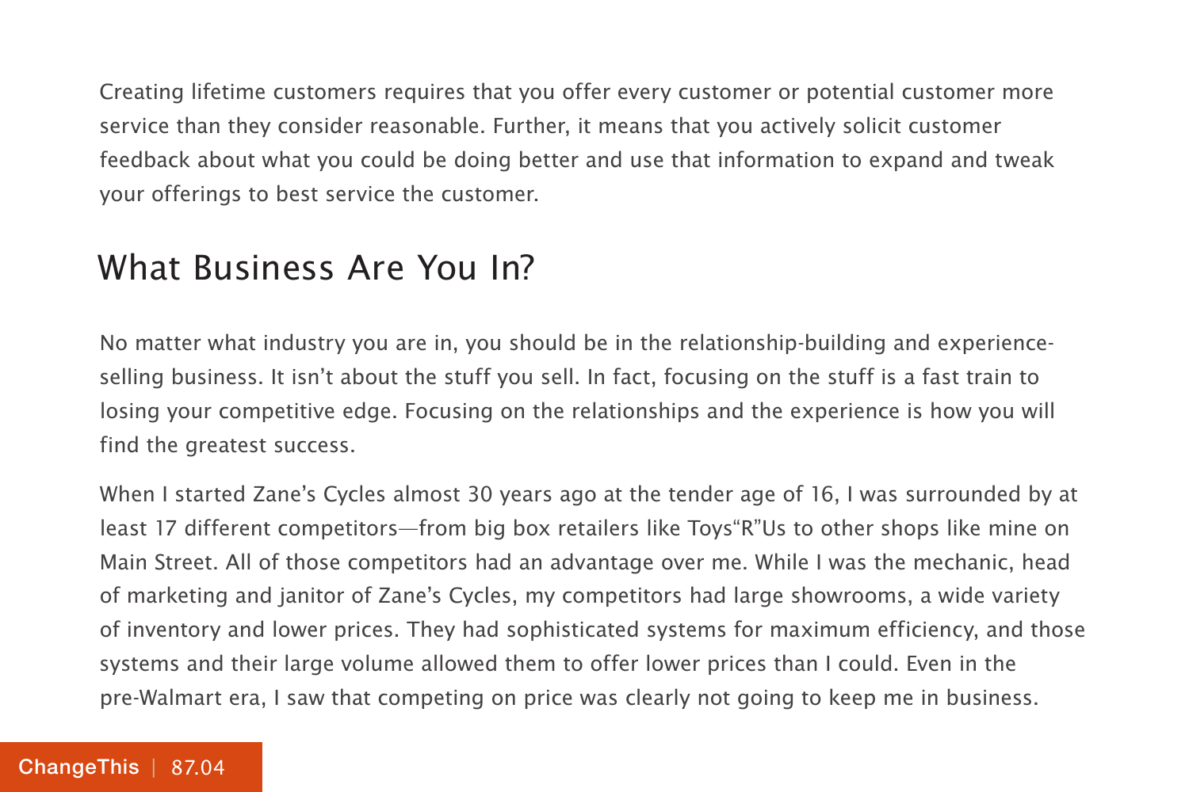Creating lifetime customers requires that you offer every customer or potential customer more service than they consider reasonable. Further, it means that you actively solicit customer feedback about what you could be doing better and use that information to expand and tweak your offerings to best service the customer.

## What Business Are You In?

No matter what industry you are in, you should be in the relationship-building and experience-selling business. It isn't about the stuff you sell. In fact, focusing on the stuff is a fast train to losing your competitive edge. Focusing on the relationships and the experience is how you will find the greatest success.

When I started Zane's Cycles almost 30 years ago at the tender age of 16, I was surrounded by at least 17 different competitors—from big box retailers like Toys"R"Us to other shops like mine on Main Street. All of those competitors had an advantage over me. While I was the mechanic, head of marketing and janitor of Zane's Cycles, my competitors had large showrooms, a wide variety of inventory and lower prices. They had sophisticated systems for maximum efficiency, and those systems and their large volume allowed them to offer lower prices than I could. Even in the pre-Walmart era, I saw that competing on price was clearly not going to keep me in business.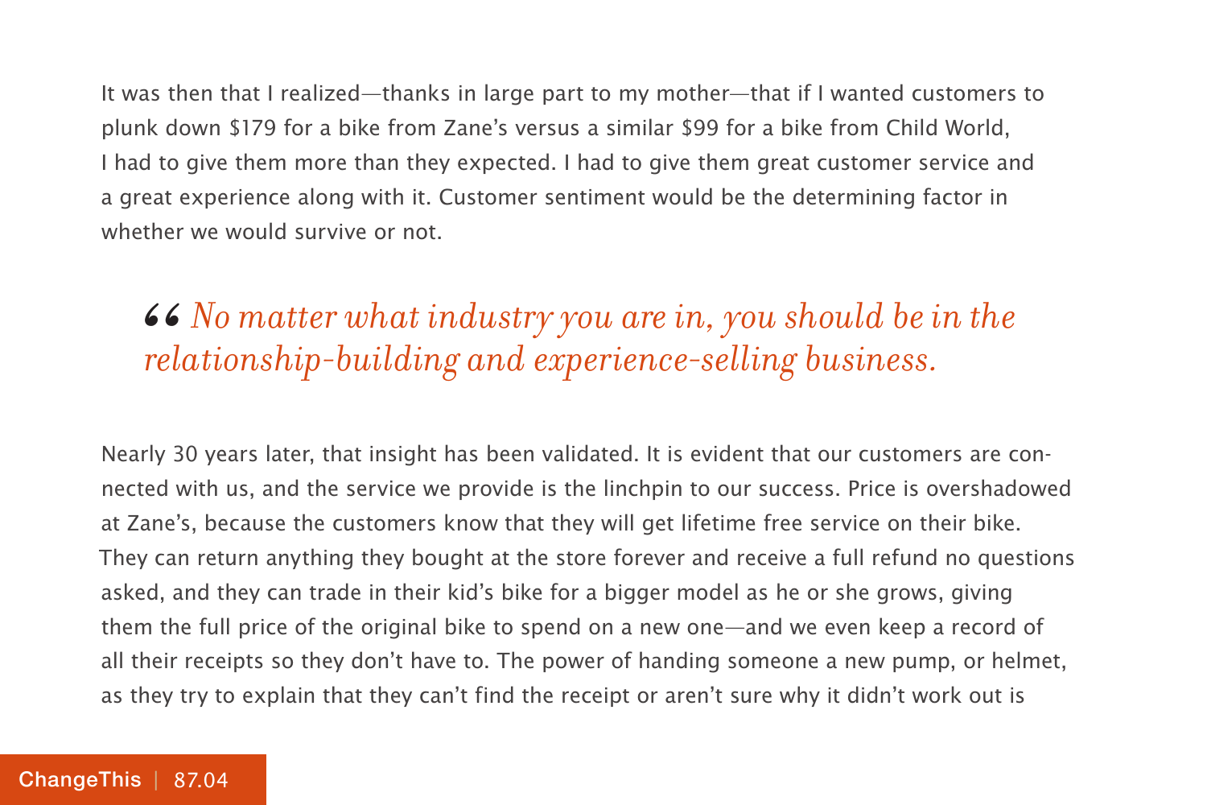It was then that I realized—thanks in large part to my mother—that if I wanted customers to plunk down $179 for a bike from Zane's versus a similar $99 for a bike from Child World, I had to give them more than they expected. I had to give them great customer service and a great experience along with it. Customer sentiment would be the determining factor in whether we would survive or not.

> *“No matter what industry you are in, you should be in the relationship-building and experience-selling business.*

Nearly 30 years later, that insight has been validated. It is evident that our customers are connected with us, and the service we provide is the linchpin to our success. Price is overshadowed at Zane's, because the customers know that they will get lifetime free service on their bike. They can return anything they bought at the store forever and receive a full refund no questions asked, and they can trade in their kid's bike for a bigger model as he or she grows, giving them the full price of the original bike to spend on a new one—and we even keep a record of all their receipts so they don't have to. The power of handing someone a new pump, or helmet, as they try to explain that they can't find the receipt or aren't sure why it didn't work out is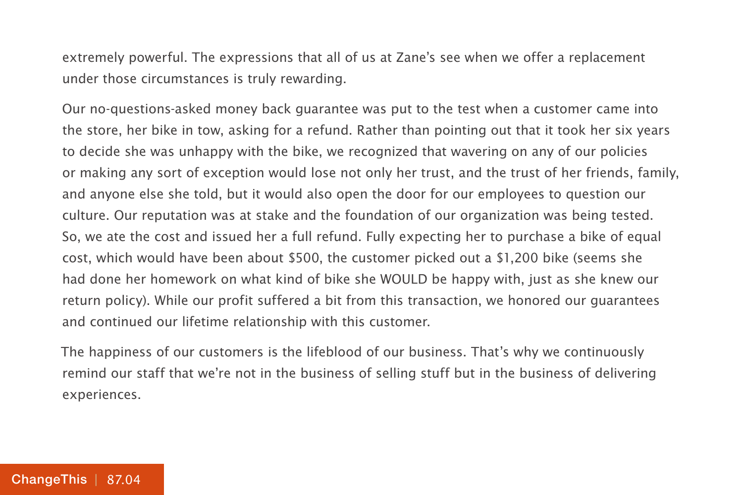extremely powerful. The expressions that all of us at Zane's see when we offer a replacement under those circumstances is truly rewarding.

Our no-questions-asked money back guarantee was put to the test when a customer came into the store, her bike in tow, asking for a refund. Rather than pointing out that it took her six years to decide she was unhappy with the bike, we recognized that wavering on any of our policies or making any sort of exception would lose not only her trust, and the trust of her friends, family, and anyone else she told, but it would also open the door for our employees to question our culture. Our reputation was at stake and the foundation of our organization was being tested. So, we ate the cost and issued her a full refund. Fully expecting her to purchase a bike of equal cost, which would have been about $500, the customer picked out a $1,200 bike (seems she had done her homework on what kind of bike she WOULD be happy with, just as she knew our return policy). While our profit suffered a bit from this transaction, we honored our guarantees and continued our lifetime relationship with this customer.

The happiness of our customers is the lifeblood of our business. That's why we continuously remind our staff that we're not in the business of selling stuff but in the business of delivering experiences.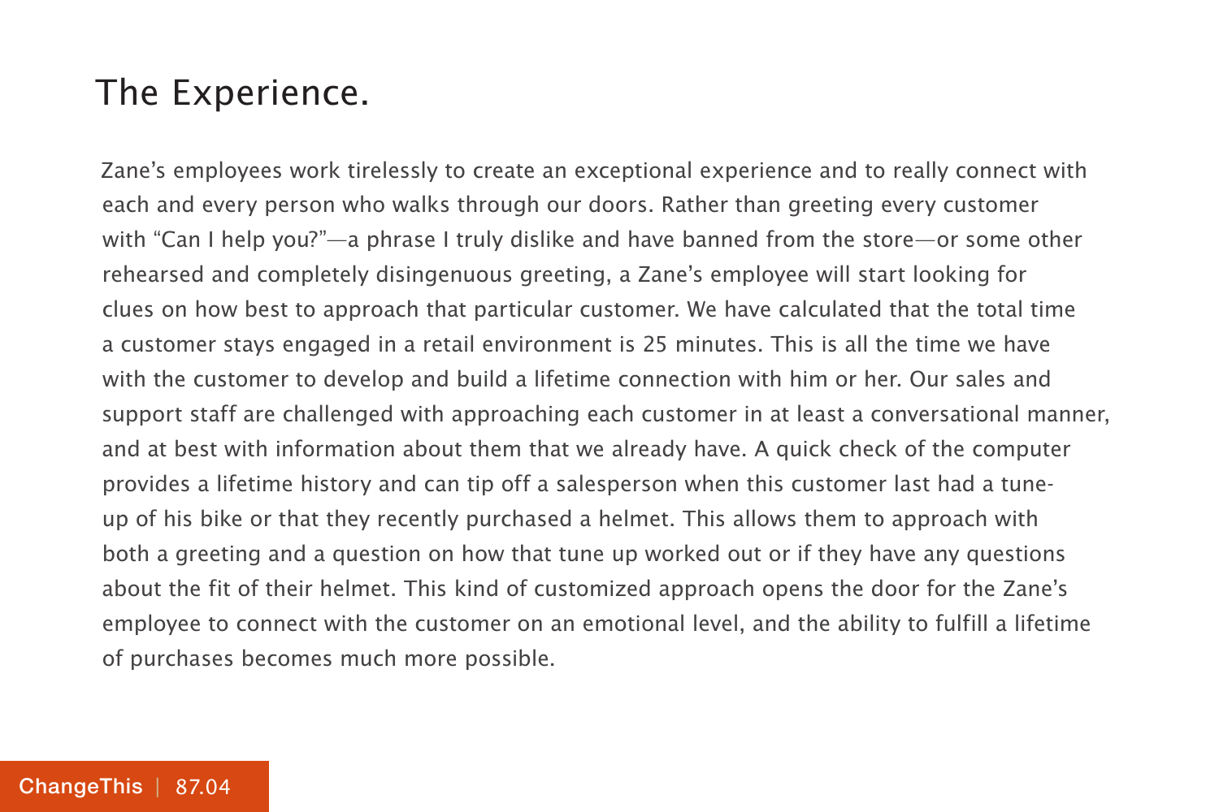## The Experience.

Zane's employees work tirelessly to create an exceptional experience and to really connect with each and every person who walks through our doors. Rather than greeting every customer with "Can I help you?"—a phrase I truly dislike and have banned from the store—or some other rehearsed and completely disingenuous greeting, a Zane's employee will start looking for clues on how best to approach that particular customer. We have calculated that the total time a customer stays engaged in a retail environment is 25 minutes. This is all the time we have with the customer to develop and build a lifetime connection with him or her. Our sales and support staff are challenged with approaching each customer in at least a conversational manner, and at best with information about them that we already have. A quick check of the computer provides a lifetime history and can tip off a salesperson when this customer last had a tune-up of his bike or that they recently purchased a helmet. This allows them to approach with both a greeting and a question on how that tune up worked out or if they have any questions about the fit of their helmet. This kind of customized approach opens the door for the Zane's employee to connect with the customer on an emotional level, and the ability to fulfill a lifetime of purchases becomes much more possible.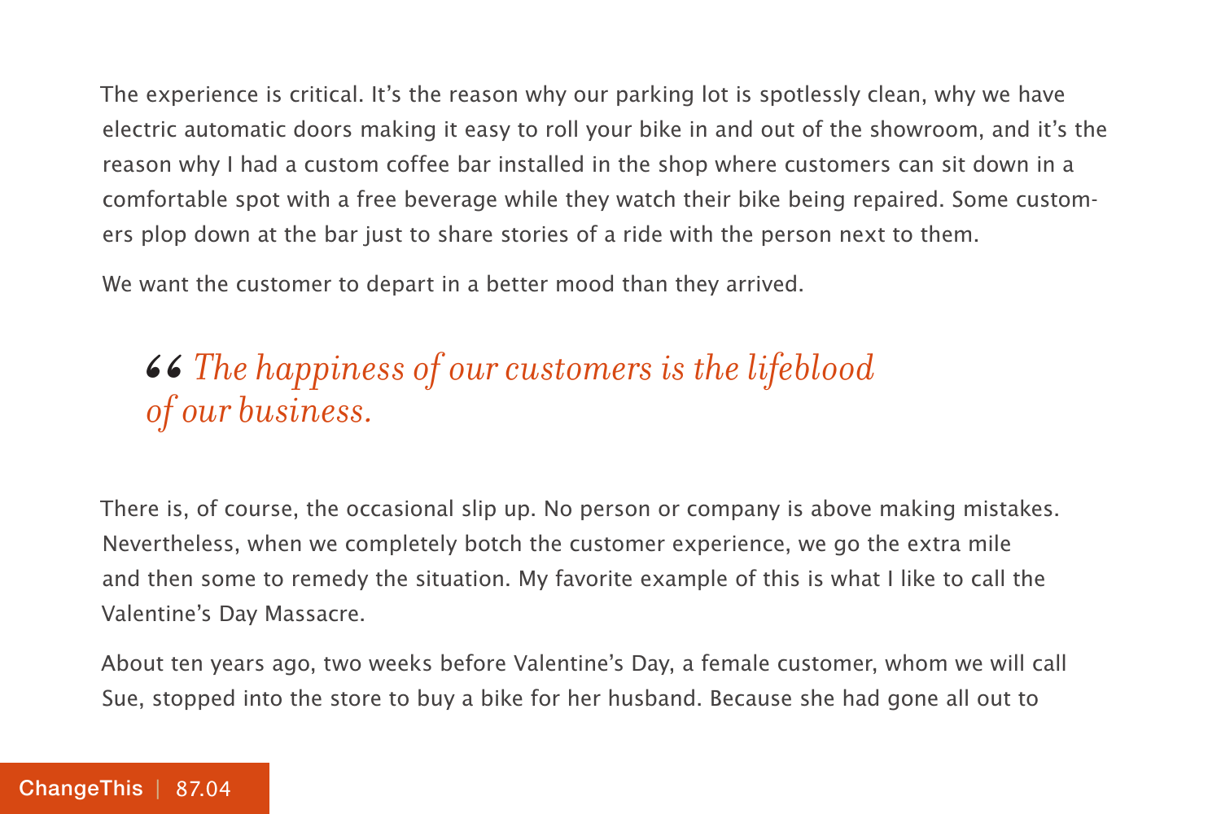The experience is critical. It's the reason why our parking lot is spotlessly clean, why we have electric automatic doors making it easy to roll your bike in and out of the showroom, and it's the reason why I had a custom coffee bar installed in the shop where customers can sit down in a comfortable spot with a free beverage while they watch their bike being repaired. Some customers plop down at the bar just to share stories of a ride with the person next to them.

We want the customer to depart in a better mood than they arrived.

> *“ The happiness of our customers is the lifeblood of our business.*

There is, of course, the occasional slip up. No person or company is above making mistakes. Nevertheless, when we completely botch the customer experience, we go the extra mile and then some to remedy the situation. My favorite example of this is what I like to call the Valentine's Day Massacre.

About ten years ago, two weeks before Valentine's Day, a female customer, whom we will call Sue, stopped into the store to buy a bike for her husband. Because she had gone all out to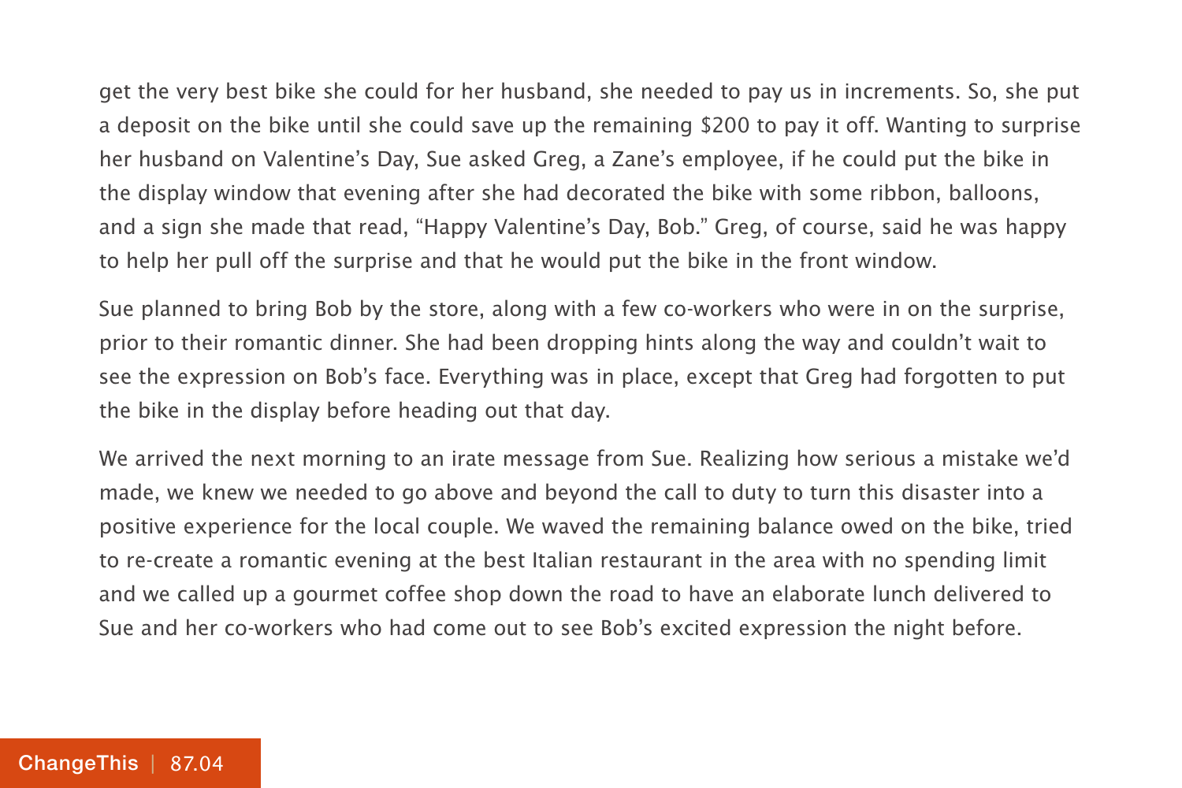get the very best bike she could for her husband, she needed to pay us in increments. So, she put a deposit on the bike until she could save up the remaining $200 to pay it off. Wanting to surprise her husband on Valentine's Day, Sue asked Greg, a Zane's employee, if he could put the bike in the display window that evening after she had decorated the bike with some ribbon, balloons, and a sign she made that read, "Happy Valentine's Day, Bob." Greg, of course, said he was happy to help her pull off the surprise and that he would put the bike in the front window.

Sue planned to bring Bob by the store, along with a few co-workers who were in on the surprise, prior to their romantic dinner. She had been dropping hints along the way and couldn't wait to see the expression on Bob's face. Everything was in place, except that Greg had forgotten to put the bike in the display before heading out that day.

We arrived the next morning to an irate message from Sue. Realizing how serious a mistake we'd made, we knew we needed to go above and beyond the call to duty to turn this disaster into a positive experience for the local couple. We waved the remaining balance owed on the bike, tried to re-create a romantic evening at the best Italian restaurant in the area with no spending limit and we called up a gourmet coffee shop down the road to have an elaborate lunch delivered to Sue and her co-workers who had come out to see Bob's excited expression the night before.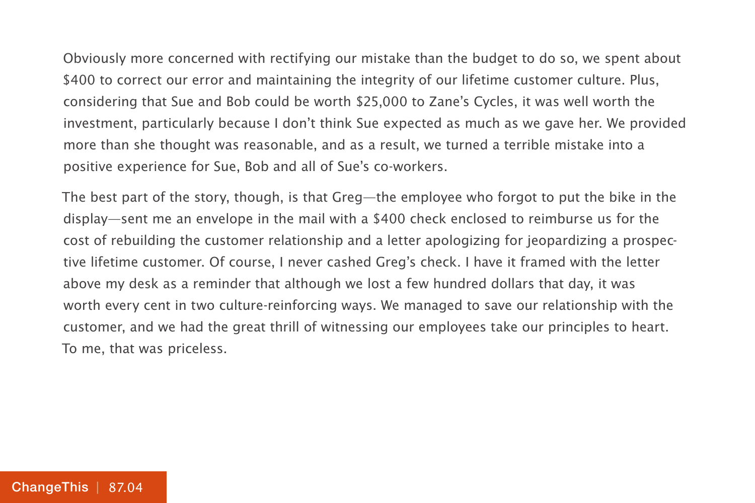Obviously more concerned with rectifying our mistake than the budget to do so, we spent about $400 to correct our error and maintaining the integrity of our lifetime customer culture. Plus, considering that Sue and Bob could be worth $25,000 to Zane's Cycles, it was well worth the investment, particularly because I don't think Sue expected as much as we gave her. We provided more than she thought was reasonable, and as a result, we turned a terrible mistake into a positive experience for Sue, Bob and all of Sue's co-workers.

The best part of the story, though, is that Greg—the employee who forgot to put the bike in the display—sent me an envelope in the mail with a $400 check enclosed to reimburse us for the cost of rebuilding the customer relationship and a letter apologizing for jeopardizing a prospective lifetime customer. Of course, I never cashed Greg's check. I have it framed with the letter above my desk as a reminder that although we lost a few hundred dollars that day, it was worth every cent in two culture-reinforcing ways. We managed to save our relationship with the customer, and we had the great thrill of witnessing our employees take our principles to heart. To me, that was priceless.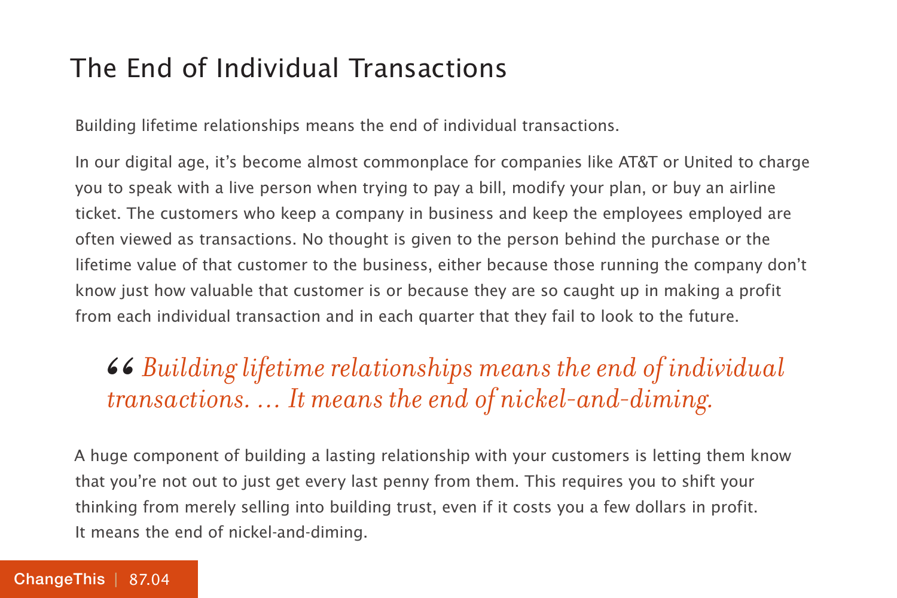## The End of Individual Transactions

Building lifetime relationships means the end of individual transactions.

In our digital age, it's become almost commonplace for companies like AT&T or United to charge you to speak with a live person when trying to pay a bill, modify your plan, or buy an airline ticket. The customers who keep a company in business and keep the employees employed are often viewed as transactions. No thought is given to the person behind the purchase or the lifetime value of that customer to the business, either because those running the company don't know just how valuable that customer is or because they are so caught up in making a profit from each individual transaction and in each quarter that they fail to look to the future.

> *"Building lifetime relationships means the end of individual transactions. … It means the end of nickel-and-diming.*

A huge component of building a lasting relationship with your customers is letting them know that you're not out to just get every last penny from them. This requires you to shift your thinking from merely selling into building trust, even if it costs you a few dollars in profit. It means the end of nickel-and-diming.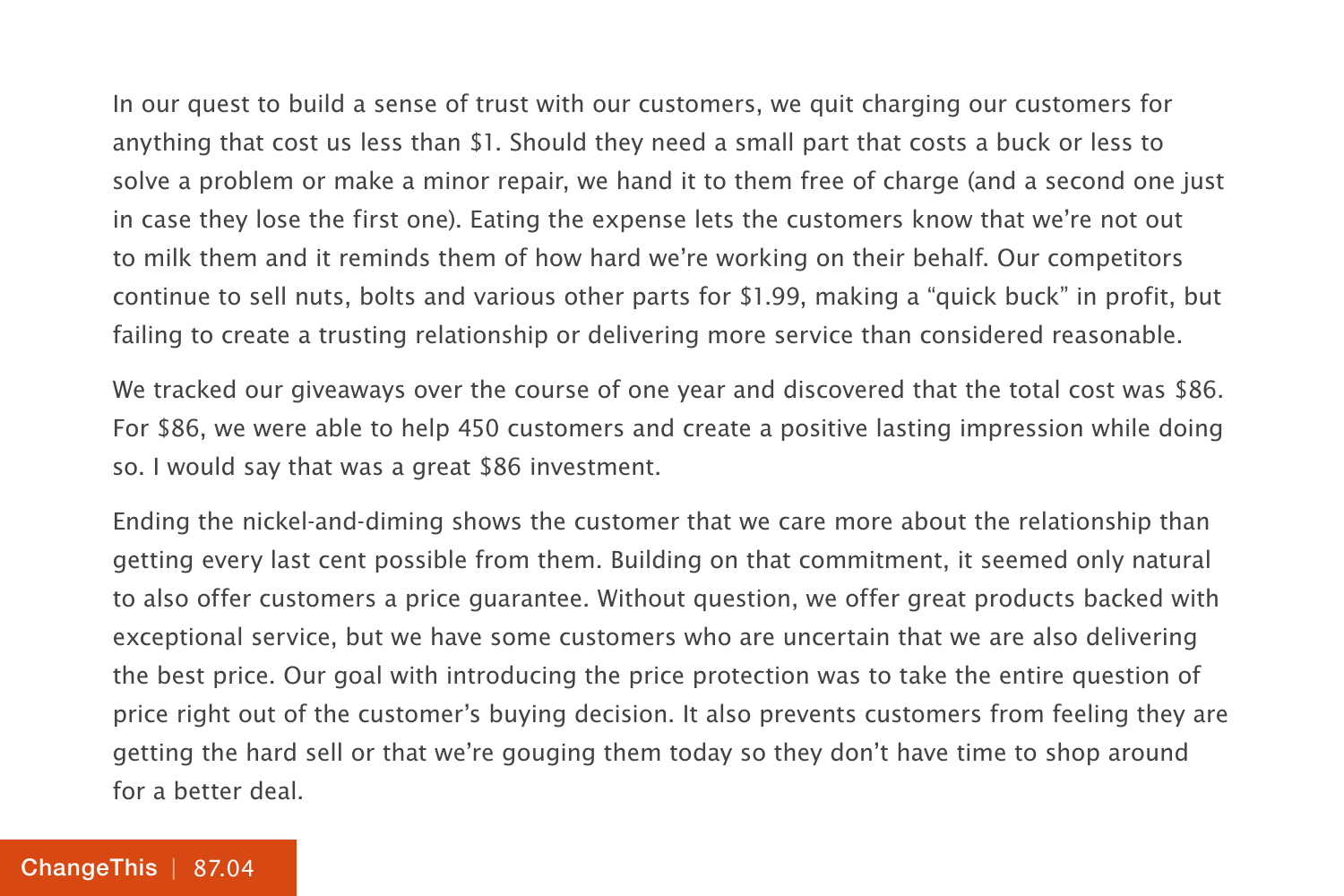In our quest to build a sense of trust with our customers, we quit charging our customers for anything that cost us less than $1. Should they need a small part that costs a buck or less to solve a problem or make a minor repair, we hand it to them free of charge (and a second one just in case they lose the first one). Eating the expense lets the customers know that we're not out to milk them and it reminds them of how hard we're working on their behalf. Our competitors continue to sell nuts, bolts and various other parts for $1.99, making a "quick buck" in profit, but failing to create a trusting relationship or delivering more service than considered reasonable.

We tracked our giveaways over the course of one year and discovered that the total cost was $86. For $86, we were able to help 450 customers and create a positive lasting impression while doing so. I would say that was a great $86 investment.

Ending the nickel-and-diming shows the customer that we care more about the relationship than getting every last cent possible from them. Building on that commitment, it seemed only natural to also offer customers a price guarantee. Without question, we offer great products backed with exceptional service, but we have some customers who are uncertain that we are also delivering the best price. Our goal with introducing the price protection was to take the entire question of price right out of the customer's buying decision. It also prevents customers from feeling they are getting the hard sell or that we're gouging them today so they don't have time to shop around for a better deal.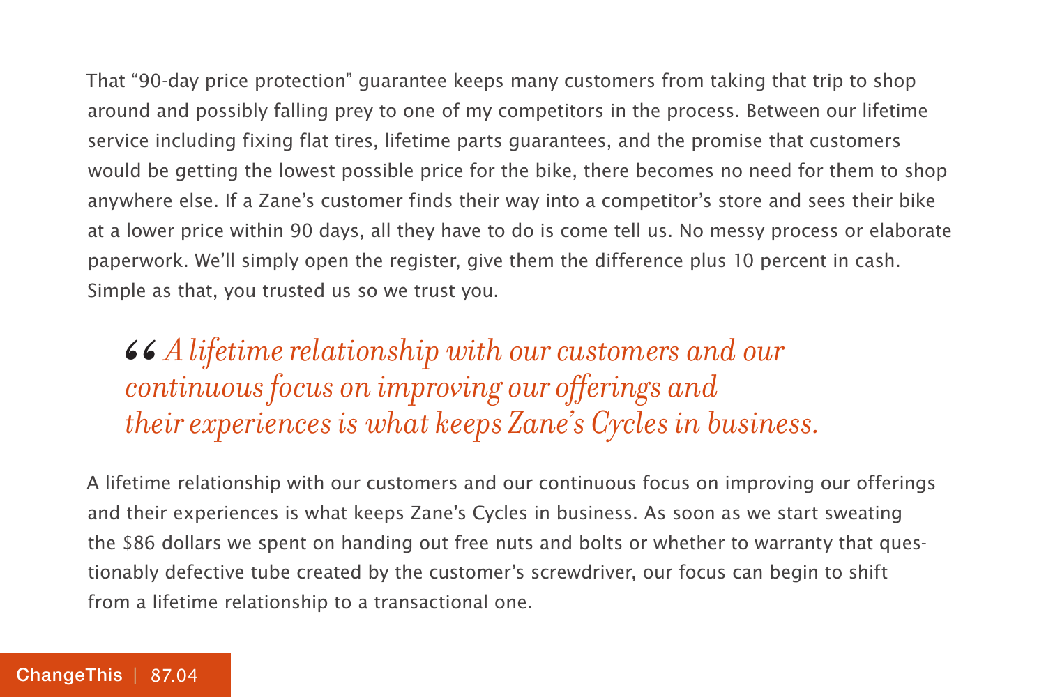That "90-day price protection" guarantee keeps many customers from taking that trip to shop around and possibly falling prey to one of my competitors in the process. Between our lifetime service including fixing flat tires, lifetime parts guarantees, and the promise that customers would be getting the lowest possible price for the bike, there becomes no need for them to shop anywhere else. If a Zane's customer finds their way into a competitor's store and sees their bike at a lower price within 90 days, all they have to do is come tell us. No messy process or elaborate paperwork. We'll simply open the register, give them the difference plus 10 percent in cash. Simple as that, you trusted us so we trust you.

> *"A lifetime relationship with our customers and our continuous focus on improving our offerings and their experiences is what keeps Zane's Cycles in business.*

A lifetime relationship with our customers and our continuous focus on improving our offerings and their experiences is what keeps Zane's Cycles in business. As soon as we start sweating the $86 dollars we spent on handing out free nuts and bolts or whether to warranty that questionably defective tube created by the customer's screwdriver, our focus can begin to shift from a lifetime relationship to a transactional one.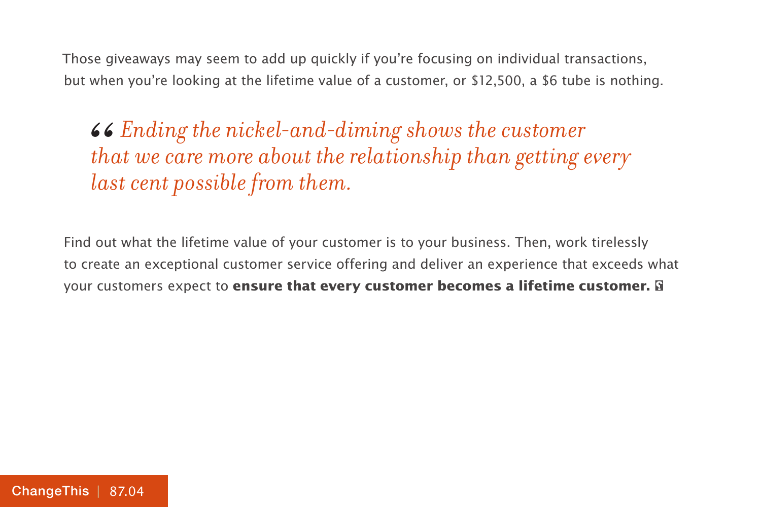Those giveaways may seem to add up quickly if you're focusing on individual transactions, but when you're looking at the lifetime value of a customer, or $12,500, a $6 tube is nothing.

> *“Ending the nickel-and-diming shows the customer that we care more about the relationship than getting every last cent possible from them.*

Find out what the lifetime value of your customer is to your business. Then, work tirelessly to create an exceptional customer service offering and deliver an experience that exceeds what your customers expect to **ensure that every customer becomes a lifetime customer.**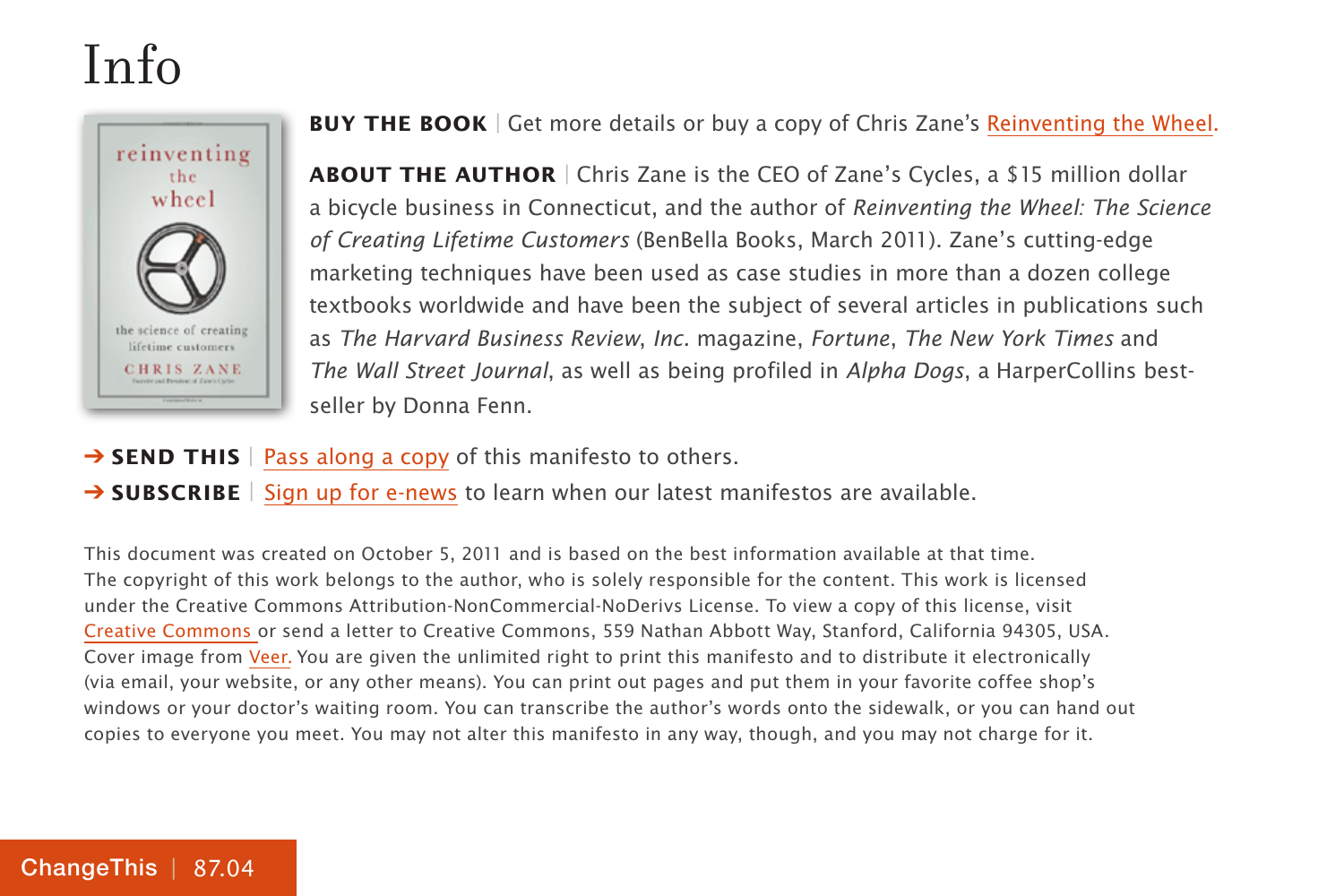# Info

**BUY THE BOOK** | Get more details or buy a copy of Chris Zane's Reinventing the Wheel.

**ABOUT THE AUTHOR** | Chris Zane is the CEO of Zane's Cycles, a $15 million dollar a bicycle business in Connecticut, and the author of *Reinventing the Wheel: The Science of Creating Lifetime Customers* (BenBella Books, March 2011). Zane's cutting-edge marketing techniques have been used as case studies in more than a dozen college textbooks worldwide and have been the subject of several articles in publications such as *The Harvard Business Review*, *Inc.* magazine, *Fortune*, *The New York Times* and *The Wall Street Journal*, as well as being profiled in *Alpha Dogs*, a HarperCollins best-seller by Donna Fenn.

➔ **SEND THIS** | Pass along a copy of this manifesto to others.

➔ **SUBSCRIBE** | Sign up for e-news to learn when our latest manifestos are available.

This document was created on October 5, 2011 and is based on the best information available at that time. The copyright of this work belongs to the author, who is solely responsible for the content. This work is licensed under the Creative Commons Attribution-NonCommercial-NoDerivs License. To view a copy of this license, visit Creative Commons or send a letter to Creative Commons, 559 Nathan Abbott Way, Stanford, California 94305, USA. Cover image from Veer. You are given the unlimited right to print this manifesto and to distribute it electronically (via email, your website, or any other means). You can print out pages and put them in your favorite coffee shop's windows or your doctor's waiting room. You can transcribe the author's words onto the sidewalk, or you can hand out copies to everyone you meet. You may not alter this manifesto in any way, though, and you may not charge for it.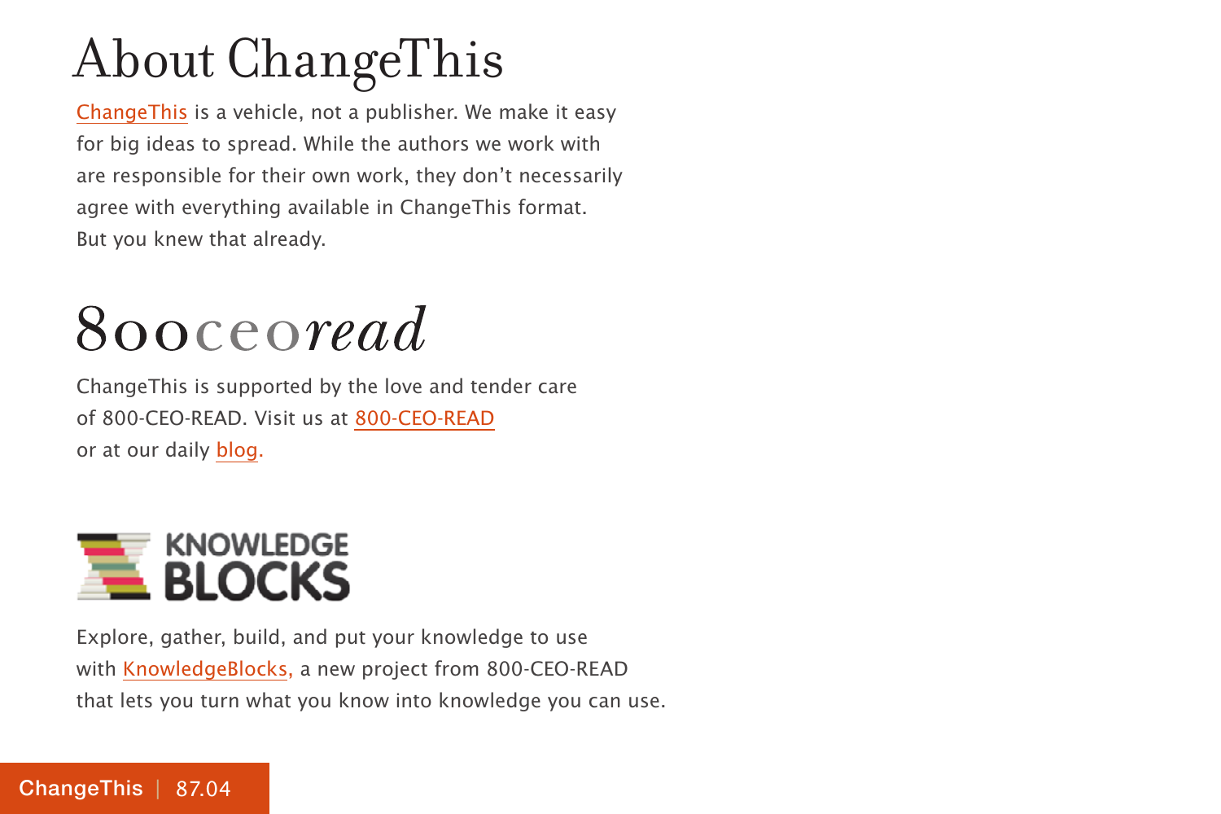# About ChangeThis

ChangeThis is a vehicle, not a publisher. We make it easy for big ideas to spread. While the authors we work with are responsible for their own work, they don't necessarily agree with everything available in ChangeThis format. But you knew that already.

# 800ceo*read*

ChangeThis is supported by the love and tender care of 800-CEO-READ. Visit us at 800-CEO-READ or at our daily blog.

# KNOWLEDGE BLOCKS

Explore, gather, build, and put your knowledge to use with KnowledgeBlocks, a new project from 800-CEO-READ that lets you turn what you know into knowledge you can use.